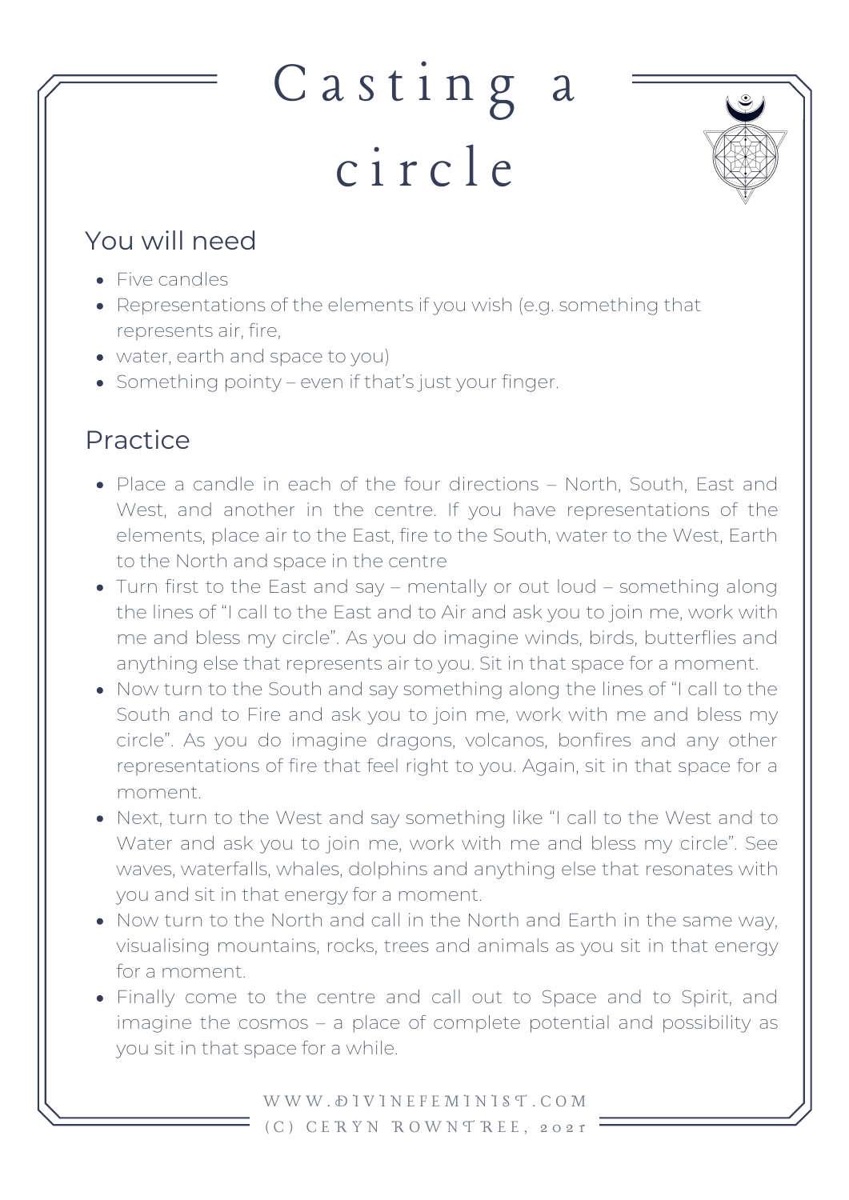# Casting a circle

## You will need

- Five candles
- Representations of the elements if you wish (e.g. something that represents air, fire,
- water, earth and space to you)
- Something pointy – even if that's just your finger.

## Practice

- Place a candle in each of the four directions – North, South, East and West, and another in the centre. If you have representations of the elements, place air to the East, fire to the South, water to the West, Earth to the North and space in the centre
- Turn first to the East and say – mentally or out loud – something along the lines of "I call to the East and to Air and ask you to join me, work with me and bless my circle". As you do imagine winds, birds, butterflies and anything else that represents air to you. Sit in that space for a moment.
- Now turn to the South and say something along the lines of "I call to the South and to Fire and ask you to join me, work with me and bless my circle". As you do imagine dragons, volcanos, bonfires and any other representations of fire that feel right to you. Again, sit in that space for a moment.
- Next, turn to the West and say something like "I call to the West and to Water and ask you to join me, work with me and bless my circle". See waves, waterfalls, whales, dolphins and anything else that resonates with you and sit in that energy for a moment.
- Now turn to the North and call in the North and Earth in the same way, visualising mountains, rocks, trees and animals as you sit in that energy for a moment.
- Finally come to the centre and call out to Space and to Spirit, and imagine the cosmos – a place of complete potential and possibility as you sit in that space for a while.

WWW.DIVINEFEMINIST.COM
(C) CERYN ROWNTREE, 2021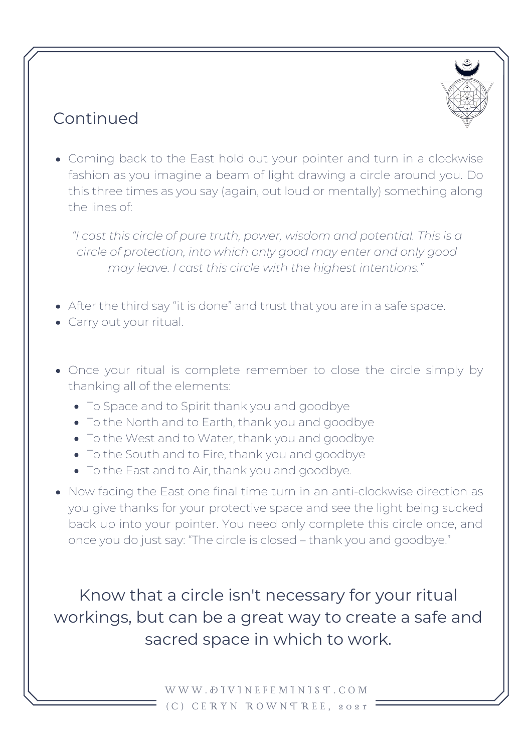## Continued

- Coming back to the East hold out your pointer and turn in a clockwise fashion as you imagine a beam of light drawing a circle around you. Do this three times as you say (again, out loud or mentally) something along the lines of:

  *"I cast this circle of pure truth, power, wisdom and potential. This is a circle of protection, into which only good may enter and only good may leave. I cast this circle with the highest intentions."*

- After the third say "it is done" and trust that you are in a safe space.
- Carry out your ritual.

- Once your ritual is complete remember to close the circle simply by thanking all of the elements:
  - To Space and to Spirit thank you and goodbye
  - To the North and to Earth, thank you and goodbye
  - To the West and to Water, thank you and goodbye
  - To the South and to Fire, thank you and goodbye
  - To the East and to Air, thank you and goodbye.
- Now facing the East one final time turn in an anti-clockwise direction as you give thanks for your protective space and see the light being sucked back up into your pointer. You need only complete this circle once, and once you do just say: "The circle is closed – thank you and goodbye."

Know that a circle isn't necessary for your ritual workings, but can be a great way to create a safe and sacred space in which to work.

WWW.DIVINEFEMINIST.COM

(C) CERYN ROWNTREE, 2021